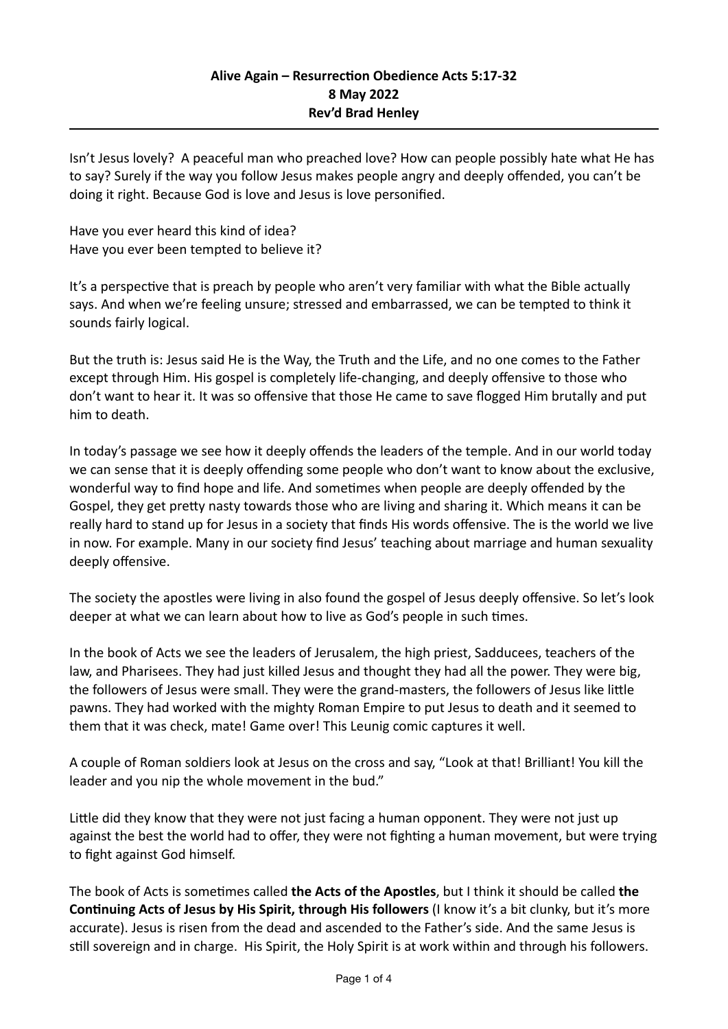**Alive Again – Resurrection Obedience Acts 5:17-32**
**8 May 2022**
**Rev'd Brad Henley**

---

Isn't Jesus lovely? A peaceful man who preached love? How can people possibly hate what He has to say? Surely if the way you follow Jesus makes people angry and deeply offended, you can't be doing it right. Because God is love and Jesus is love personified.

Have you ever heard this kind of idea?
Have you ever been tempted to believe it?

It's a perspective that is preach by people who aren't very familiar with what the Bible actually says. And when we're feeling unsure; stressed and embarrassed, we can be tempted to think it sounds fairly logical.

But the truth is: Jesus said He is the Way, the Truth and the Life, and no one comes to the Father except through Him. His gospel is completely life-changing, and deeply offensive to those who don't want to hear it. It was so offensive that those He came to save flogged Him brutally and put him to death.

In today's passage we see how it deeply offends the leaders of the temple. And in our world today we can sense that it is deeply offending some people who don't want to know about the exclusive, wonderful way to find hope and life. And sometimes when people are deeply offended by the Gospel, they get pretty nasty towards those who are living and sharing it. Which means it can be really hard to stand up for Jesus in a society that finds His words offensive. The is the world we live in now. For example. Many in our society find Jesus' teaching about marriage and human sexuality deeply offensive.

The society the apostles were living in also found the gospel of Jesus deeply offensive. So let's look deeper at what we can learn about how to live as God's people in such times.

In the book of Acts we see the leaders of Jerusalem, the high priest, Sadducees, teachers of the law, and Pharisees. They had just killed Jesus and thought they had all the power. They were big, the followers of Jesus were small. They were the grand-masters, the followers of Jesus like little pawns. They had worked with the mighty Roman Empire to put Jesus to death and it seemed to them that it was check, mate! Game over! This Leunig comic captures it well.

A couple of Roman soldiers look at Jesus on the cross and say, "Look at that! Brilliant! You kill the leader and you nip the whole movement in the bud."

Little did they know that they were not just facing a human opponent. They were not just up against the best the world had to offer, they were not fighting a human movement, but were trying to fight against God himself.

The book of Acts is sometimes called **the Acts of the Apostles**, but I think it should be called **the Continuing Acts of Jesus by His Spirit, through His followers** (I know it's a bit clunky, but it's more accurate). Jesus is risen from the dead and ascended to the Father's side. And the same Jesus is still sovereign and in charge. His Spirit, the Holy Spirit is at work within and through his followers.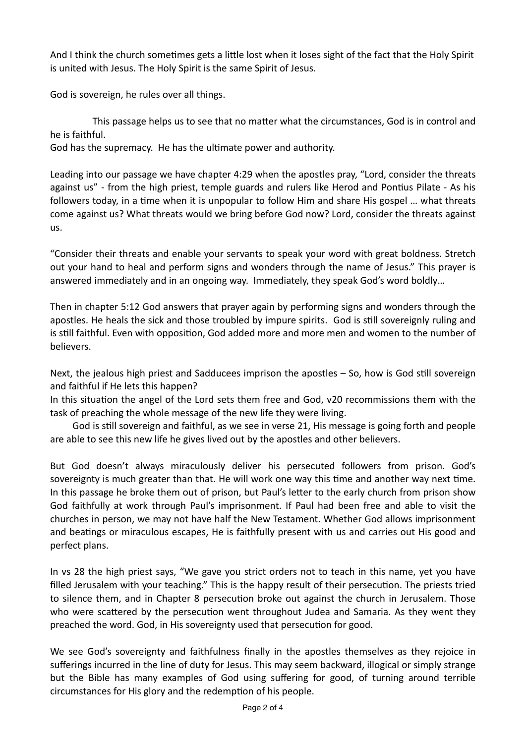And I think the church sometimes gets a little lost when it loses sight of the fact that the Holy Spirit is united with Jesus. The Holy Spirit is the same Spirit of Jesus.

God is sovereign, he rules over all things.

This passage helps us to see that no matter what the circumstances, God is in control and he is faithful.
God has the supremacy. He has the ultimate power and authority.

Leading into our passage we have chapter 4:29 when the apostles pray, "Lord, consider the threats against us" - from the high priest, temple guards and rulers like Herod and Pontius Pilate - As his followers today, in a time when it is unpopular to follow Him and share His gospel … what threats come against us? What threats would we bring before God now? Lord, consider the threats against us.

"Consider their threats and enable your servants to speak your word with great boldness. Stretch out your hand to heal and perform signs and wonders through the name of Jesus." This prayer is answered immediately and in an ongoing way. Immediately, they speak God's word boldly…

Then in chapter 5:12 God answers that prayer again by performing signs and wonders through the apostles. He heals the sick and those troubled by impure spirits. God is still sovereignly ruling and is still faithful. Even with opposition, God added more and more men and women to the number of believers.

Next, the jealous high priest and Sadducees imprison the apostles – So, how is God still sovereign and faithful if He lets this happen?
In this situation the angel of the Lord sets them free and God, v20 recommissions them with the task of preaching the whole message of the new life they were living.

God is still sovereign and faithful, as we see in verse 21, His message is going forth and people are able to see this new life he gives lived out by the apostles and other believers.

But God doesn't always miraculously deliver his persecuted followers from prison. God's sovereignty is much greater than that. He will work one way this time and another way next time. In this passage he broke them out of prison, but Paul's letter to the early church from prison show God faithfully at work through Paul's imprisonment. If Paul had been free and able to visit the churches in person, we may not have half the New Testament. Whether God allows imprisonment and beatings or miraculous escapes, He is faithfully present with us and carries out His good and perfect plans.

In vs 28 the high priest says, "We gave you strict orders not to teach in this name, yet you have filled Jerusalem with your teaching." This is the happy result of their persecution. The priests tried to silence them, and in Chapter 8 persecution broke out against the church in Jerusalem. Those who were scattered by the persecution went throughout Judea and Samaria. As they went they preached the word. God, in His sovereignty used that persecution for good.

We see God's sovereignty and faithfulness finally in the apostles themselves as they rejoice in sufferings incurred in the line of duty for Jesus. This may seem backward, illogical or simply strange but the Bible has many examples of God using suffering for good, of turning around terrible circumstances for His glory and the redemption of his people.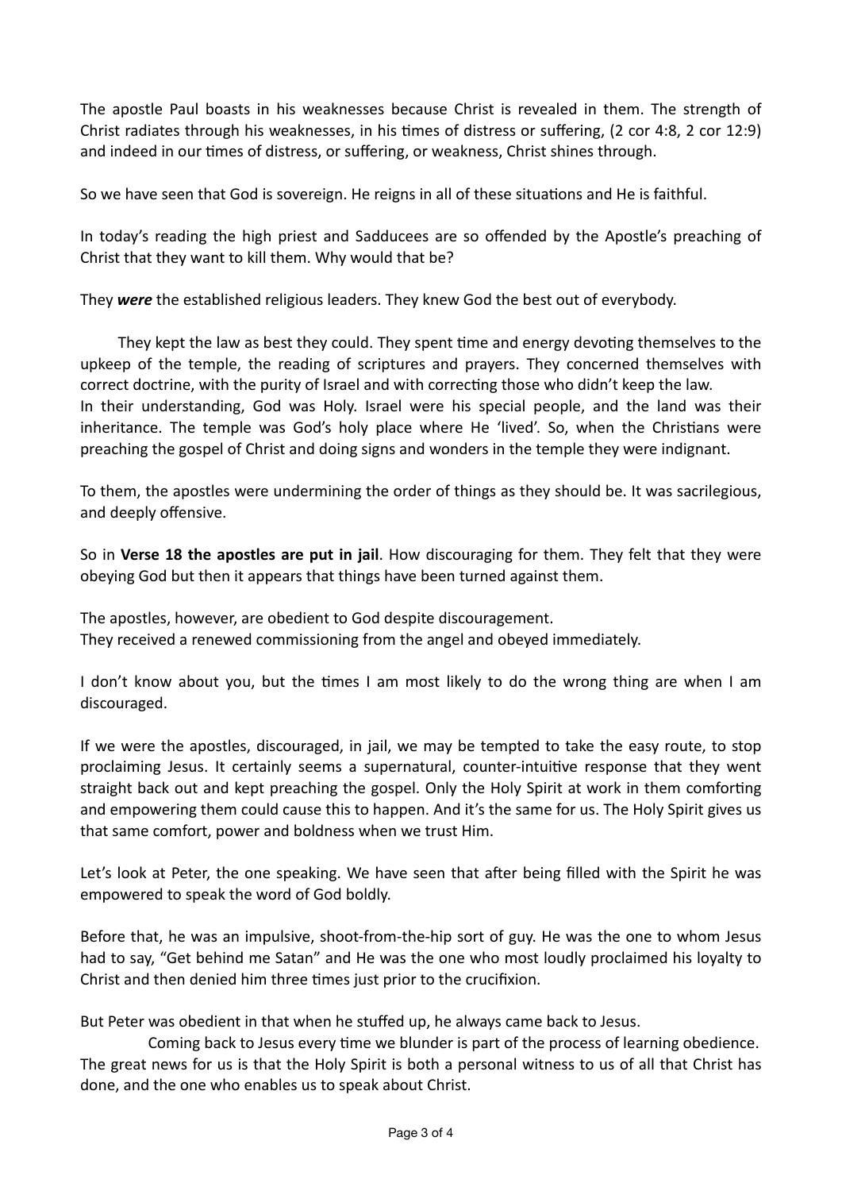The apostle Paul boasts in his weaknesses because Christ is revealed in them. The strength of Christ radiates through his weaknesses, in his times of distress or suffering, (2 cor 4:8, 2 cor 12:9) and indeed in our times of distress, or suffering, or weakness, Christ shines through.

So we have seen that God is sovereign. He reigns in all of these situations and He is faithful.

In today's reading the high priest and Sadducees are so offended by the Apostle's preaching of Christ that they want to kill them. Why would that be?

They ***were*** the established religious leaders. They knew God the best out of everybody.

They kept the law as best they could. They spent time and energy devoting themselves to the upkeep of the temple, the reading of scriptures and prayers. They concerned themselves with correct doctrine, with the purity of Israel and with correcting those who didn't keep the law.
In their understanding, God was Holy. Israel were his special people, and the land was their inheritance. The temple was God's holy place where He 'lived'. So, when the Christians were preaching the gospel of Christ and doing signs and wonders in the temple they were indignant.

To them, the apostles were undermining the order of things as they should be. It was sacrilegious, and deeply offensive.

So in **Verse 18 the apostles are put in jail**. How discouraging for them. They felt that they were obeying God but then it appears that things have been turned against them.

The apostles, however, are obedient to God despite discouragement.
They received a renewed commissioning from the angel and obeyed immediately.

I don't know about you, but the times I am most likely to do the wrong thing are when I am discouraged.

If we were the apostles, discouraged, in jail, we may be tempted to take the easy route, to stop proclaiming Jesus. It certainly seems a supernatural, counter-intuitive response that they went straight back out and kept preaching the gospel. Only the Holy Spirit at work in them comforting and empowering them could cause this to happen. And it's the same for us. The Holy Spirit gives us that same comfort, power and boldness when we trust Him.

Let's look at Peter, the one speaking. We have seen that after being filled with the Spirit he was empowered to speak the word of God boldly.

Before that, he was an impulsive, shoot-from-the-hip sort of guy. He was the one to whom Jesus had to say, "Get behind me Satan" and He was the one who most loudly proclaimed his loyalty to Christ and then denied him three times just prior to the crucifixion.

But Peter was obedient in that when he stuffed up, he always came back to Jesus.

Coming back to Jesus every time we blunder is part of the process of learning obedience. The great news for us is that the Holy Spirit is both a personal witness to us of all that Christ has done, and the one who enables us to speak about Christ.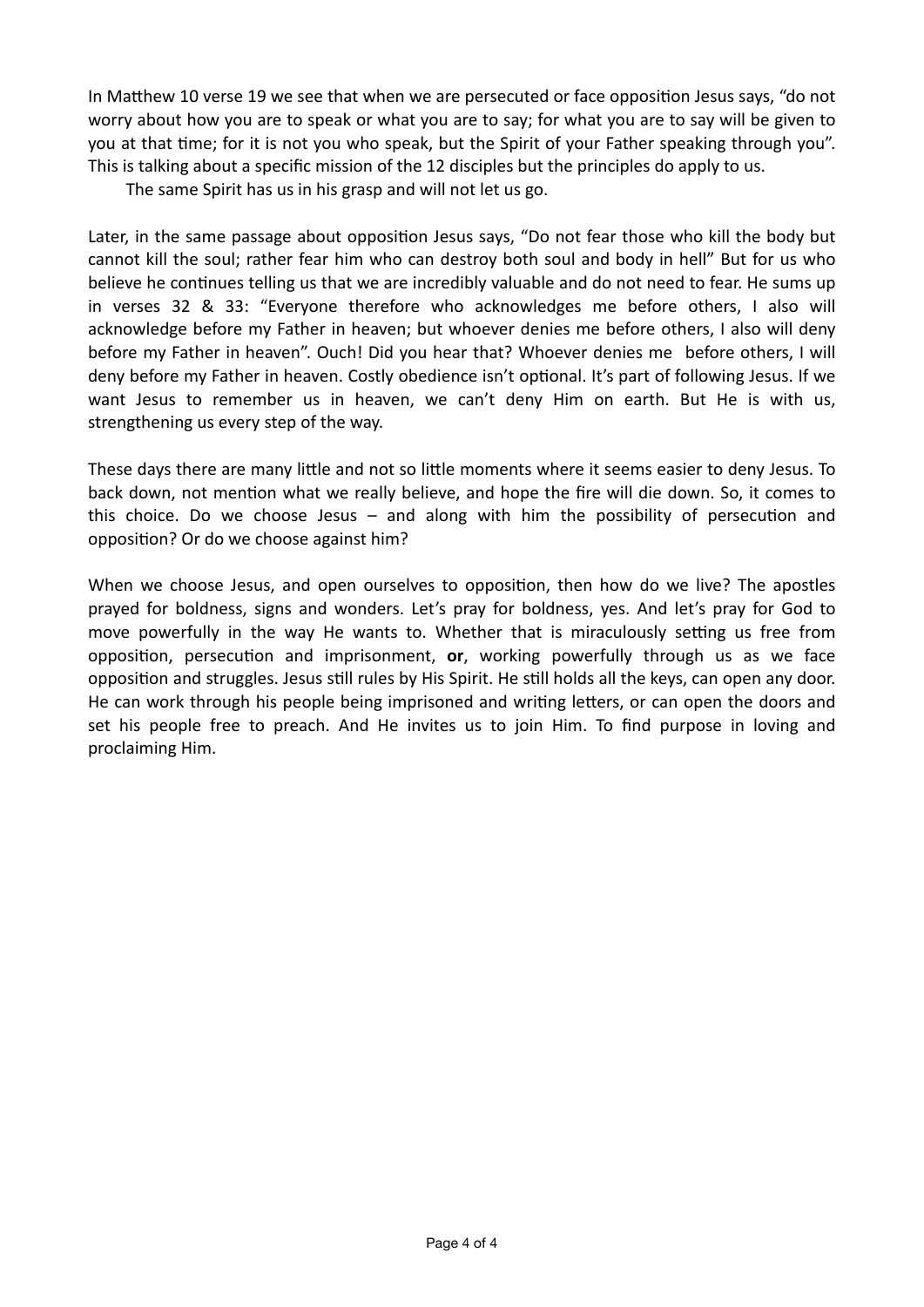In Matthew 10 verse 19 we see that when we are persecuted or face opposition Jesus says, "do not worry about how you are to speak or what you are to say; for what you are to say will be given to you at that time; for it is not you who speak, but the Spirit of your Father speaking through you". This is talking about a specific mission of the 12 disciples but the principles do apply to us.

The same Spirit has us in his grasp and will not let us go.

Later, in the same passage about opposition Jesus says, "Do not fear those who kill the body but cannot kill the soul; rather fear him who can destroy both soul and body in hell" But for us who believe he continues telling us that we are incredibly valuable and do not need to fear. He sums up in verses 32 & 33: "Everyone therefore who acknowledges me before others, I also will acknowledge before my Father in heaven; but whoever denies me before others, I also will deny before my Father in heaven". Ouch! Did you hear that? Whoever denies me before others, I will deny before my Father in heaven. Costly obedience isn't optional. It's part of following Jesus. If we want Jesus to remember us in heaven, we can't deny Him on earth. But He is with us, strengthening us every step of the way.

These days there are many little and not so little moments where it seems easier to deny Jesus. To back down, not mention what we really believe, and hope the fire will die down. So, it comes to this choice. Do we choose Jesus – and along with him the possibility of persecution and opposition? Or do we choose against him?

When we choose Jesus, and open ourselves to opposition, then how do we live? The apostles prayed for boldness, signs and wonders. Let's pray for boldness, yes. And let's pray for God to move powerfully in the way He wants to. Whether that is miraculously setting us free from opposition, persecution and imprisonment, **or**, working powerfully through us as we face opposition and struggles. Jesus still rules by His Spirit. He still holds all the keys, can open any door. He can work through his people being imprisoned and writing letters, or can open the doors and set his people free to preach. And He invites us to join Him. To find purpose in loving and proclaiming Him.